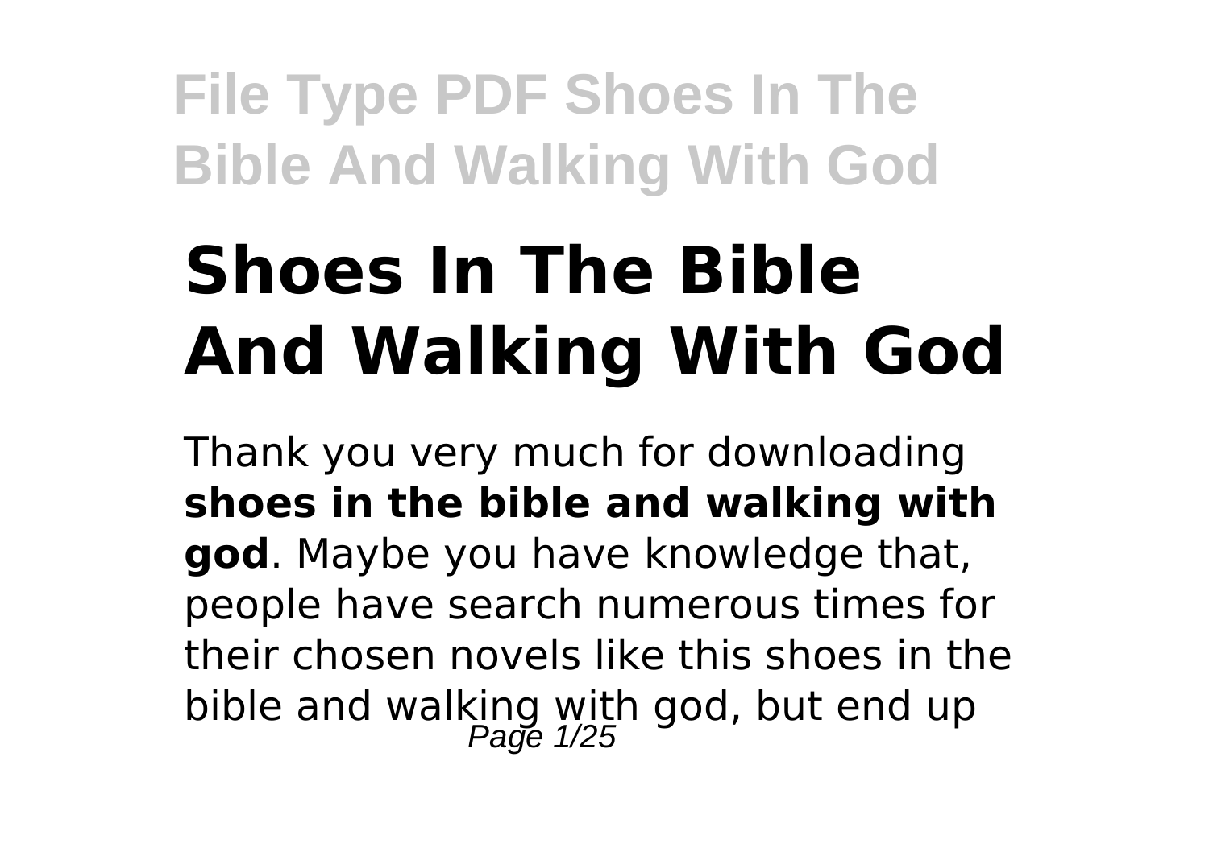# Shoes In The Bible And Walking With God

Thank you very much for downloading **shoes in the bible and walking with god**. Maybe you have knowledge that, people have search numerous times for their chosen novels like this shoes in the bible and walking with god, but end up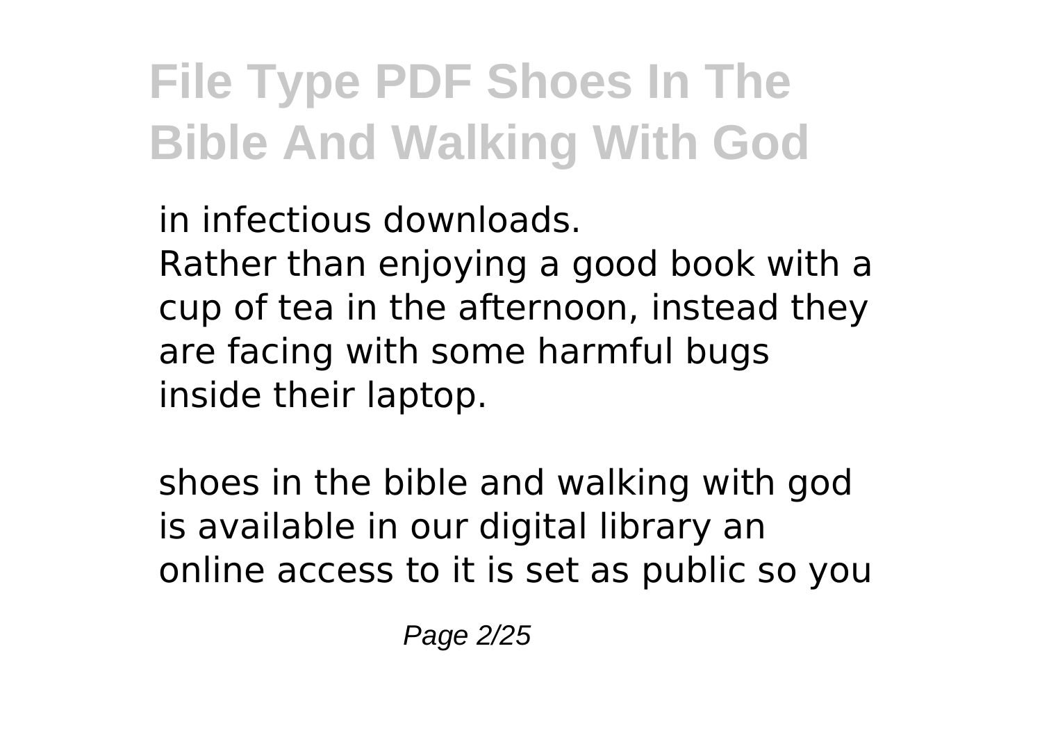in infectious downloads.
Rather than enjoying a good book with a cup of tea in the afternoon, instead they are facing with some harmful bugs inside their laptop.

shoes in the bible and walking with god is available in our digital library an online access to it is set as public so you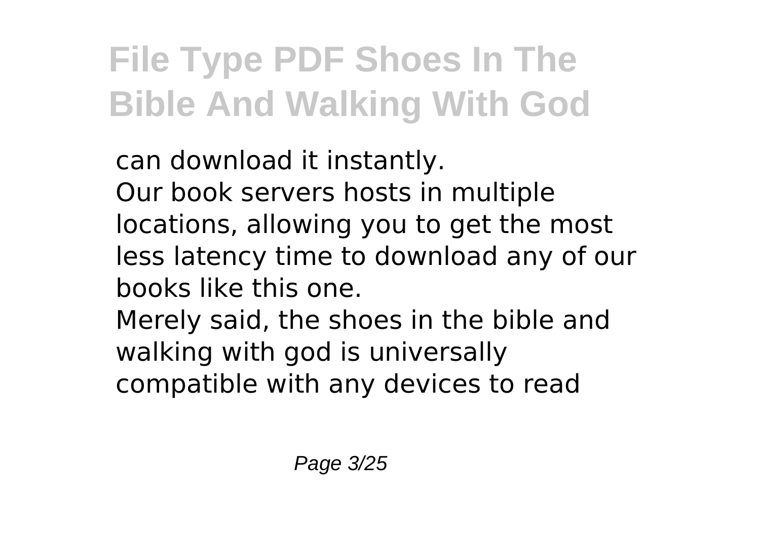can download it instantly.
Our book servers hosts in multiple locations, allowing you to get the most less latency time to download any of our books like this one.
Merely said, the shoes in the bible and walking with god is universally compatible with any devices to read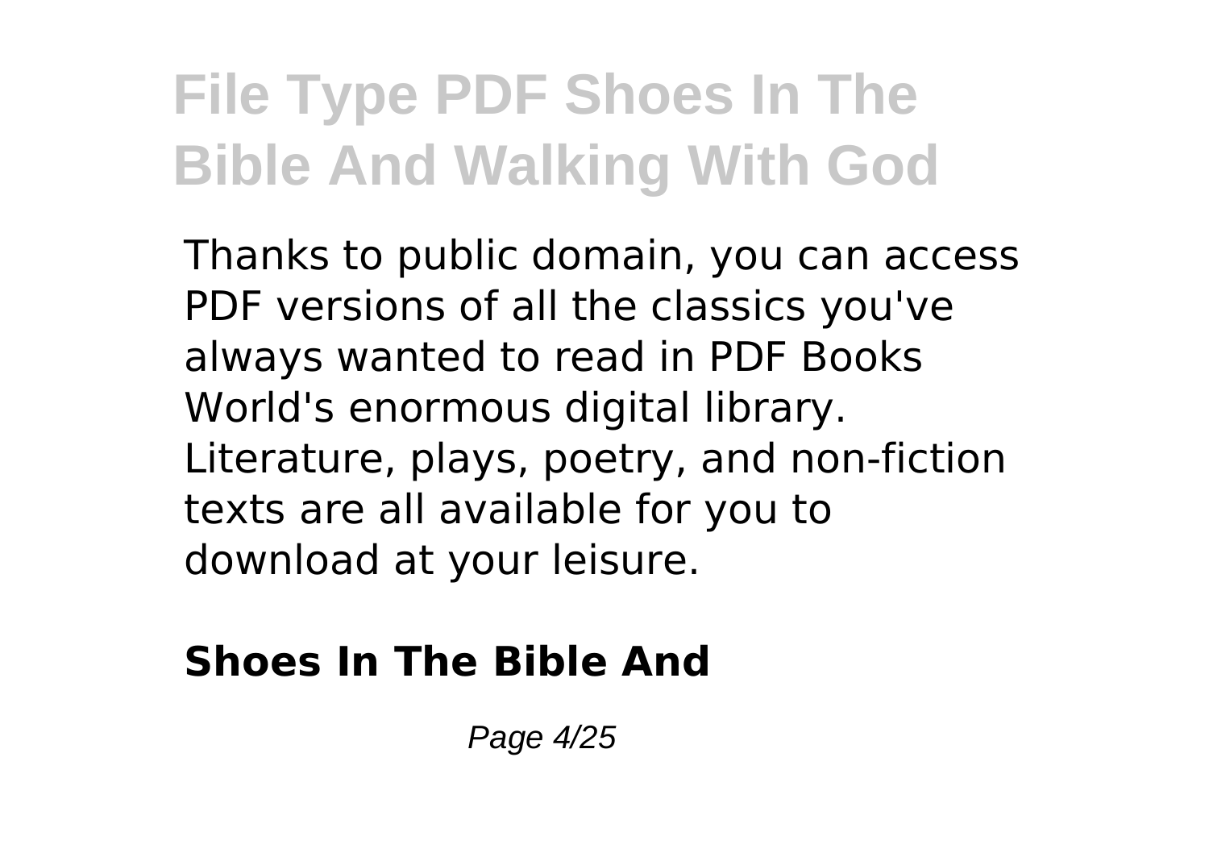Thanks to public domain, you can access PDF versions of all the classics you've always wanted to read in PDF Books World's enormous digital library. Literature, plays, poetry, and non-fiction texts are all available for you to download at your leisure.

**Shoes In The Bible And**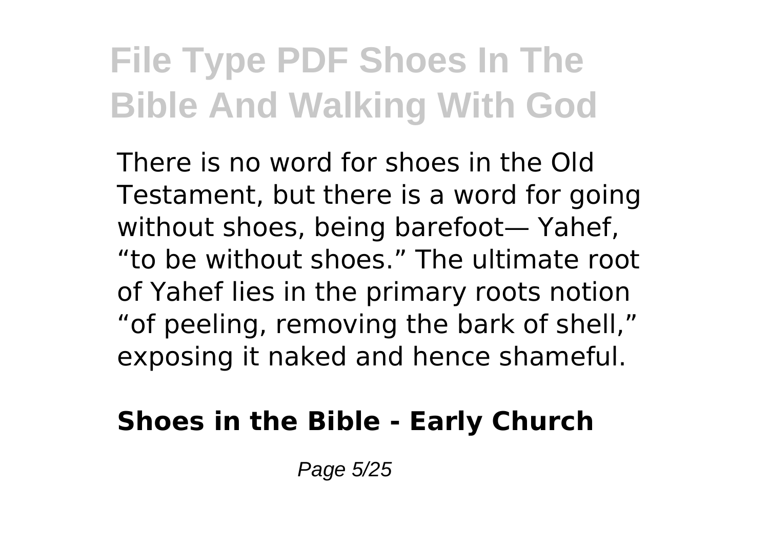# File Type PDF Shoes In The Bible And Walking With God

There is no word for shoes in the Old Testament, but there is a word for going without shoes, being barefoot— Yahef, "to be without shoes." The ultimate root of Yahef lies in the primary roots notion "of peeling, removing the bark of shell," exposing it naked and hence shameful.

**Shoes in the Bible - Early Church**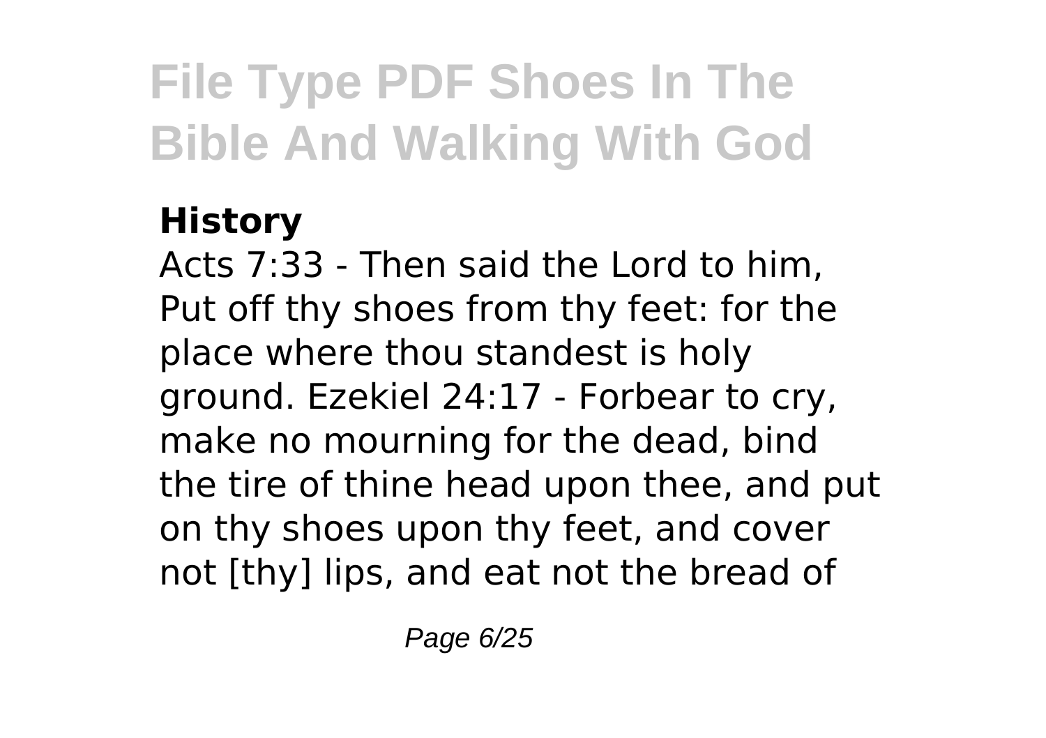**History**

Acts 7:33 - Then said the Lord to him, Put off thy shoes from thy feet: for the place where thou standest is holy ground. Ezekiel 24:17 - Forbear to cry, make no mourning for the dead, bind the tire of thine head upon thee, and put on thy shoes upon thy feet, and cover not [thy] lips, and eat not the bread of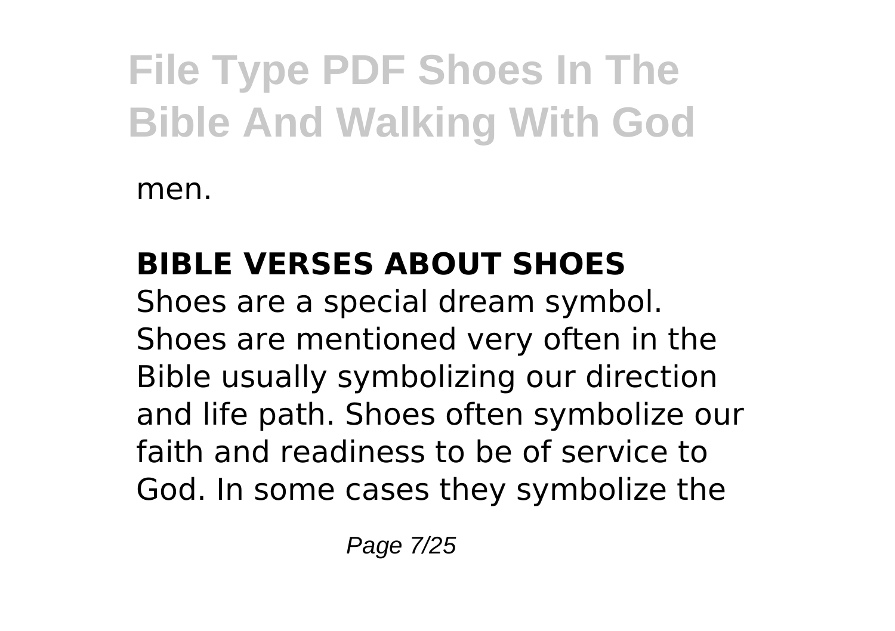men.

## BIBLE VERSES ABOUT SHOES

Shoes are a special dream symbol. Shoes are mentioned very often in the Bible usually symbolizing our direction and life path. Shoes often symbolize our faith and readiness to be of service to God. In some cases they symbolize the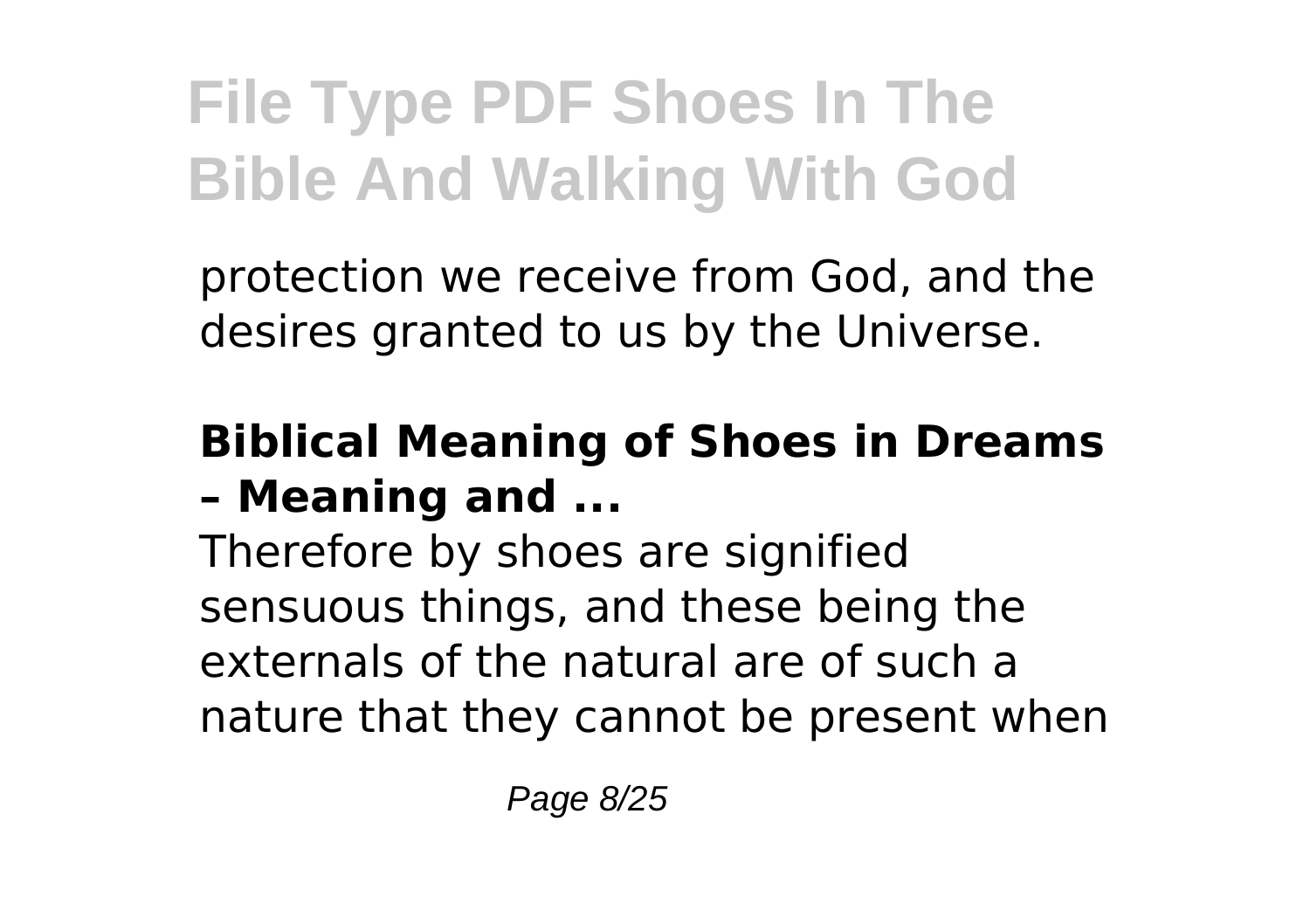protection we receive from God, and the desires granted to us by the Universe.

**Biblical Meaning of Shoes in Dreams – Meaning and ...**

Therefore by shoes are signified sensuous things, and these being the externals of the natural are of such a nature that they cannot be present when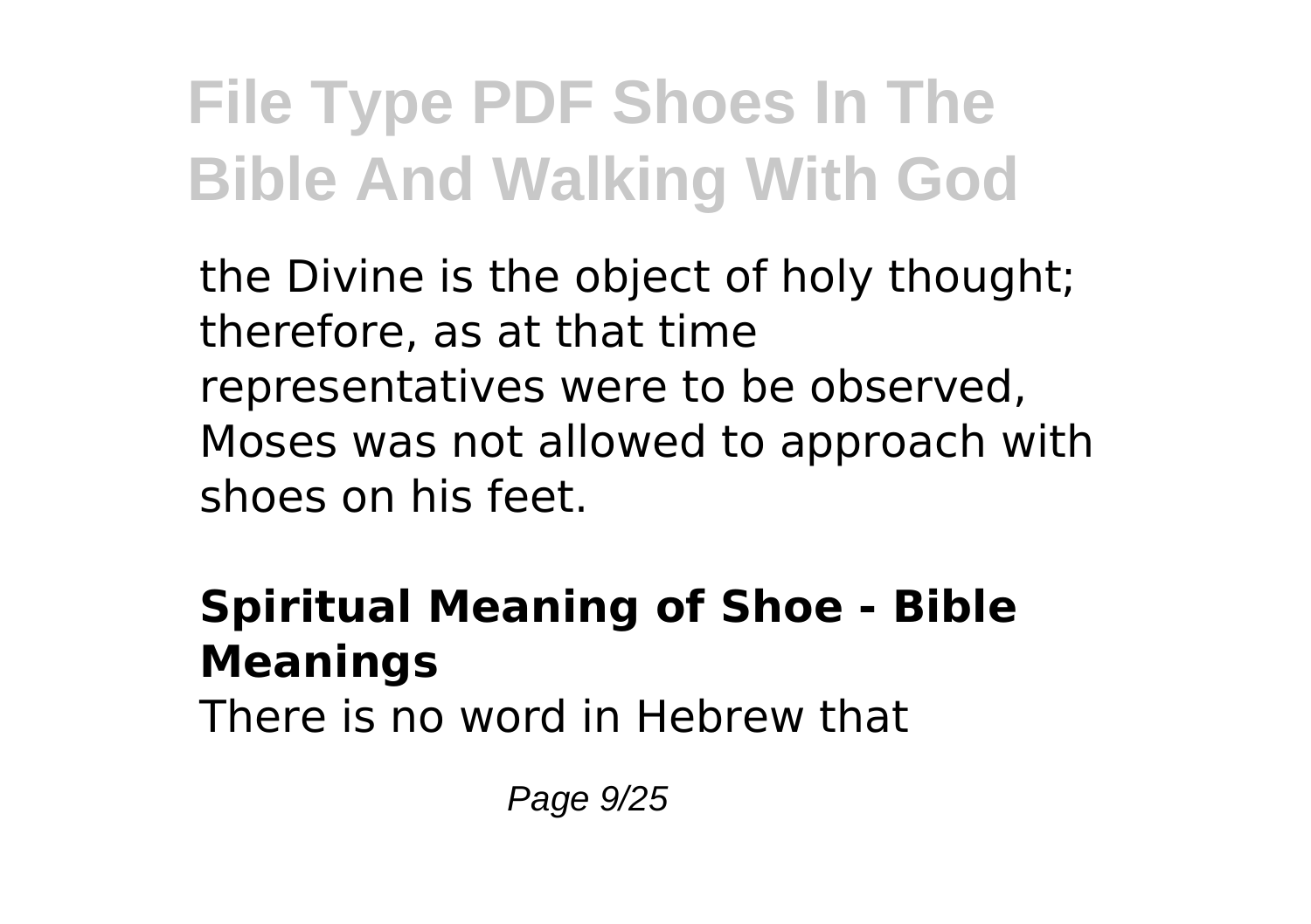the Divine is the object of holy thought; therefore, as at that time representatives were to be observed, Moses was not allowed to approach with shoes on his feet.

## Spiritual Meaning of Shoe - Bible Meanings

There is no word in Hebrew that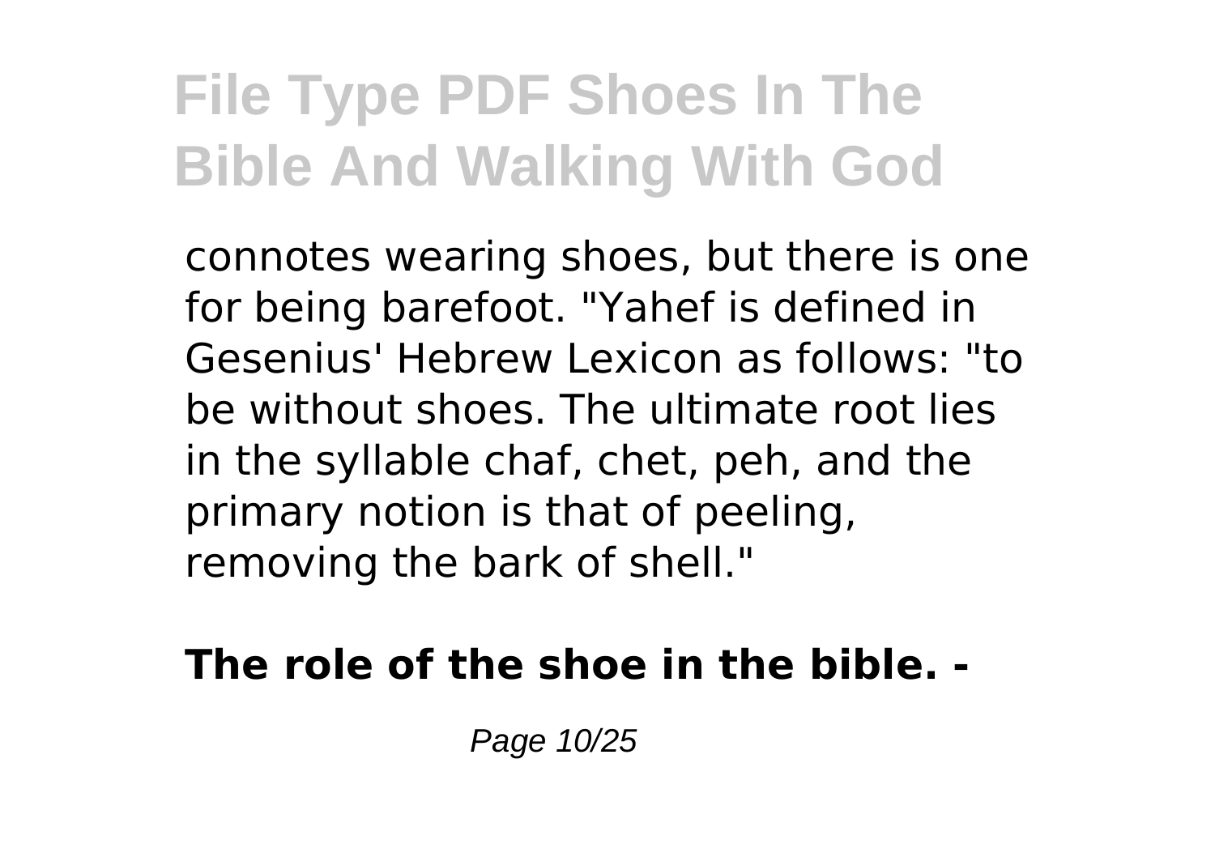connotes wearing shoes, but there is one for being barefoot. "Yahef is defined in Gesenius' Hebrew Lexicon as follows: "to be without shoes. The ultimate root lies in the syllable chaf, chet, peh, and the primary notion is that of peeling, removing the bark of shell."

**The role of the shoe in the bible. -**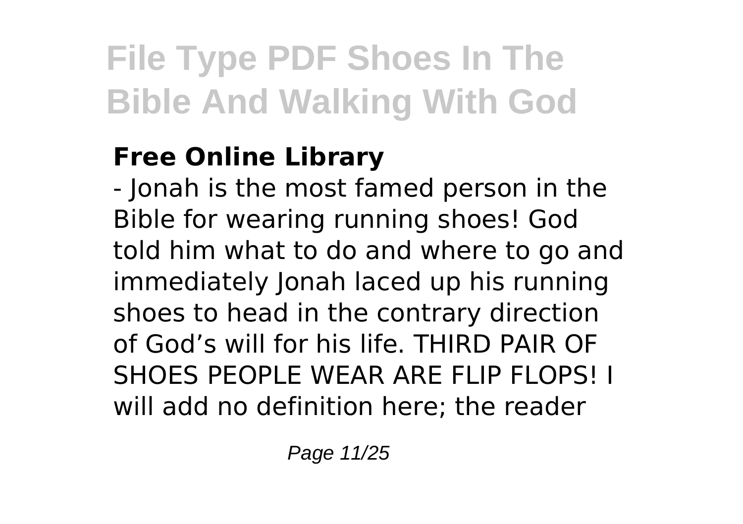# File Type PDF Shoes In The Bible And Walking With God

**Free Online Library**

- Jonah is the most famed person in the Bible for wearing running shoes! God told him what to do and where to go and immediately Jonah laced up his running shoes to head in the contrary direction of God's will for his life. THIRD PAIR OF SHOES PEOPLE WEAR ARE FLIP FLOPS! I will add no definition here; the reader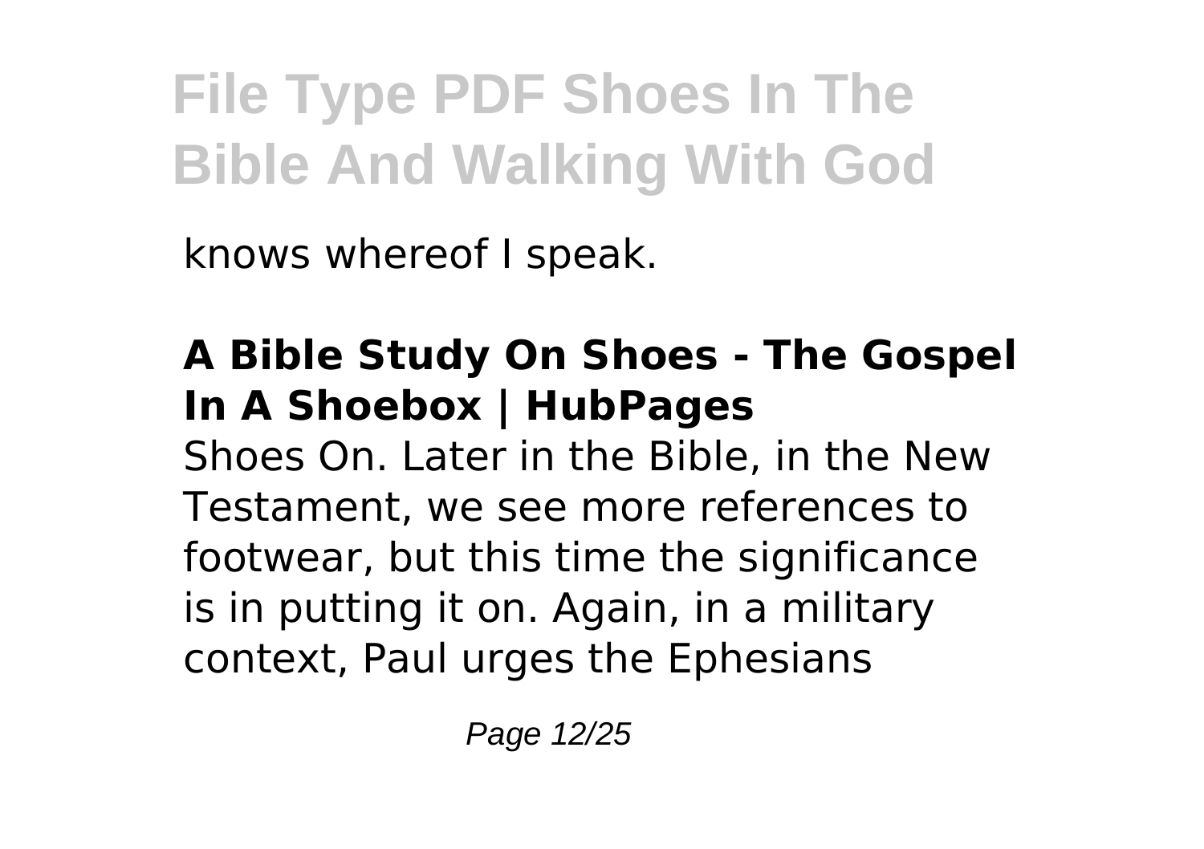knows whereof I speak.

## A Bible Study On Shoes - The Gospel In A Shoebox | HubPages

Shoes On. Later in the Bible, in the New Testament, we see more references to footwear, but this time the significance is in putting it on. Again, in a military context, Paul urges the Ephesians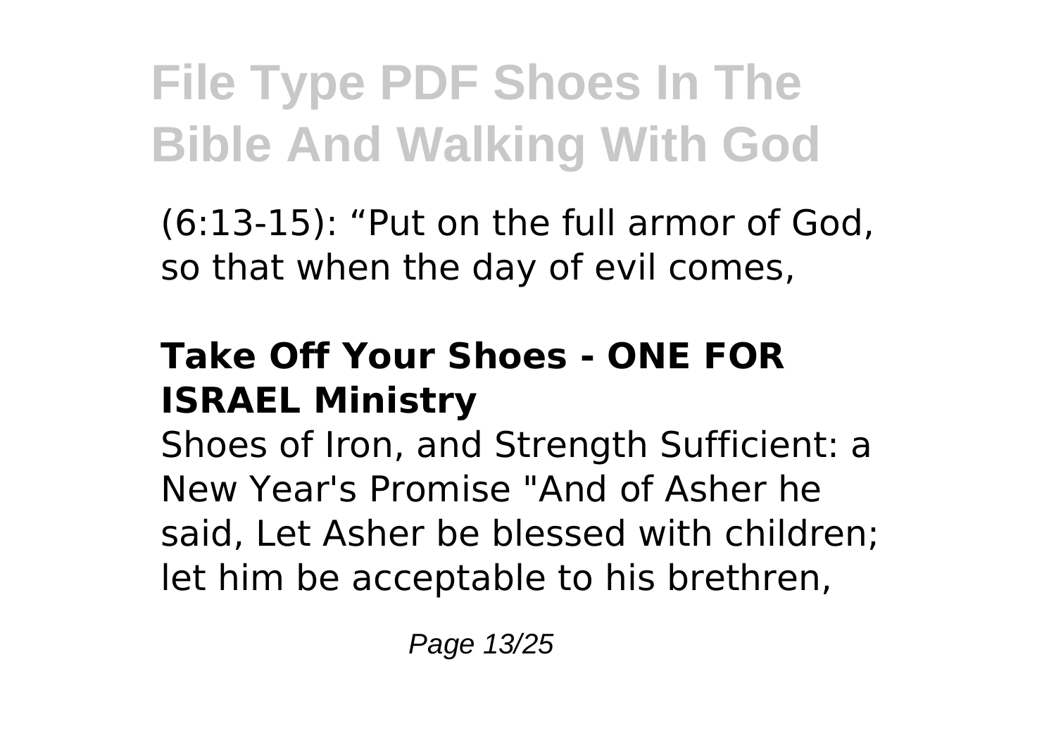(6:13-15): “Put on the full armor of God, so that when the day of evil comes,

## Take Off Your Shoes - ONE FOR ISRAEL Ministry

Shoes of Iron, and Strength Sufficient: a New Year's Promise "And of Asher he said, Let Asher be blessed with children; let him be acceptable to his brethren,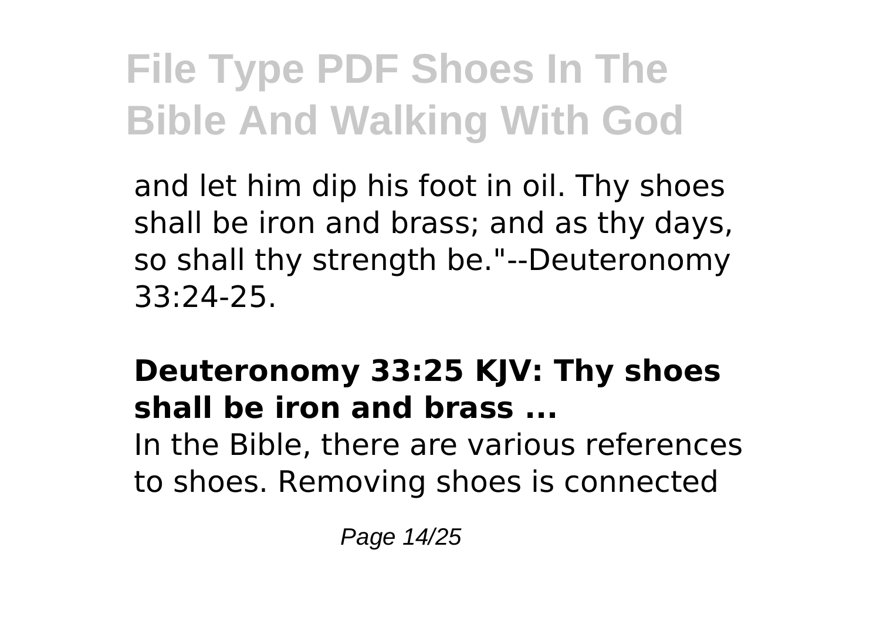and let him dip his foot in oil. Thy shoes shall be iron and brass; and as thy days, so shall thy strength be."--Deuteronomy 33:24-25.

### Deuteronomy 33:25 KJV: Thy shoes shall be iron and brass ...

In the Bible, there are various references to shoes. Removing shoes is connected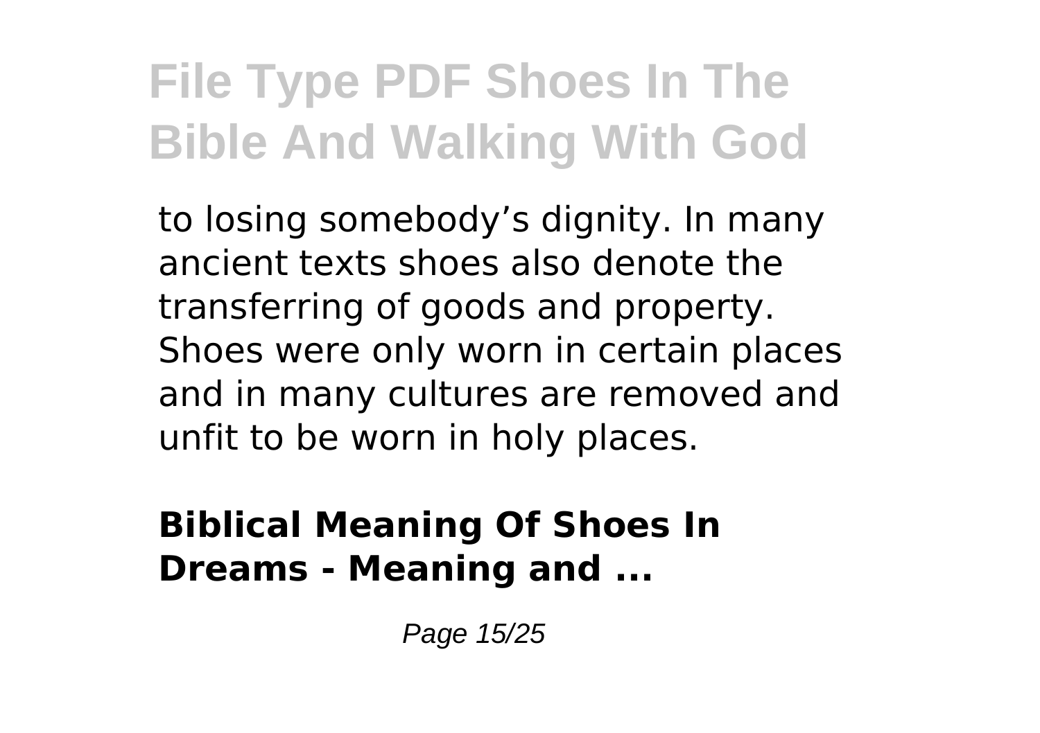to losing somebody’s dignity. In many ancient texts shoes also denote the transferring of goods and property. Shoes were only worn in certain places and in many cultures are removed and unfit to be worn in holy places.

### Biblical Meaning Of Shoes In Dreams - Meaning and ...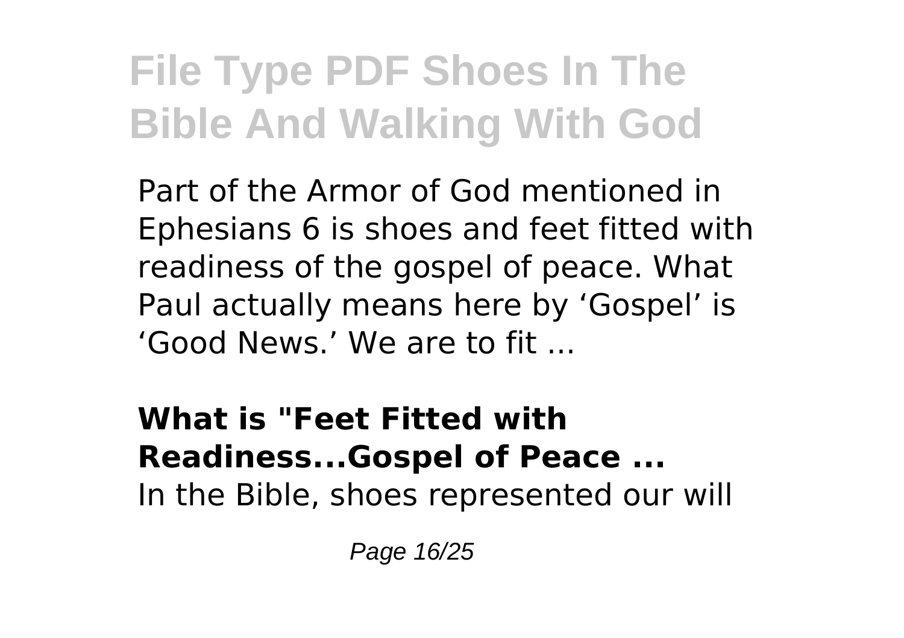Part of the Armor of God mentioned in Ephesians 6 is shoes and feet fitted with readiness of the gospel of peace. What Paul actually means here by 'Gospel' is 'Good News.' We are to fit ...

**What is "Feet Fitted with Readiness...Gospel of Peace ...**

In the Bible, shoes represented our will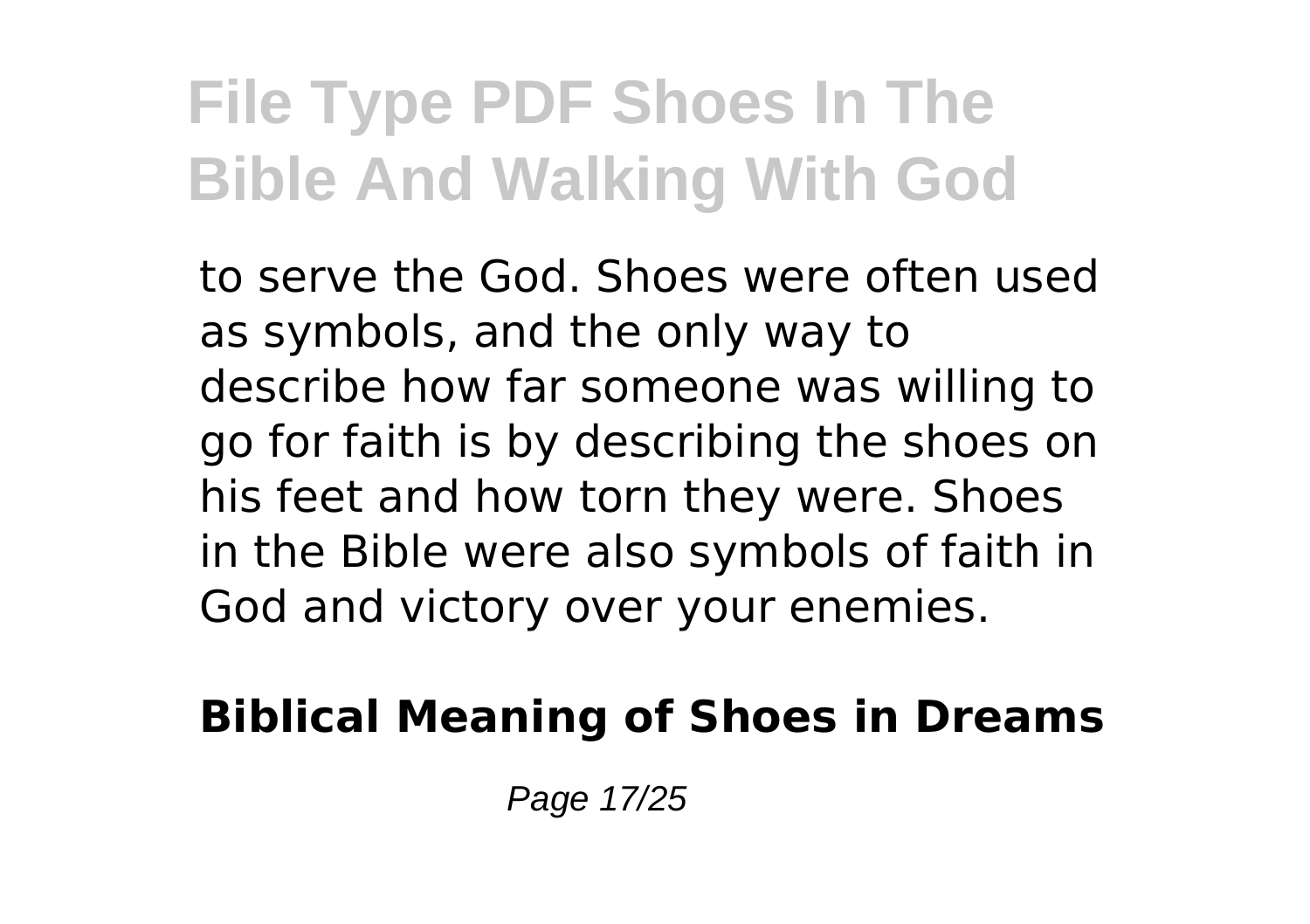to serve the God. Shoes were often used as symbols, and the only way to describe how far someone was willing to go for faith is by describing the shoes on his feet and how torn they were. Shoes in the Bible were also symbols of faith in God and victory over your enemies.

**Biblical Meaning of Shoes in Dreams**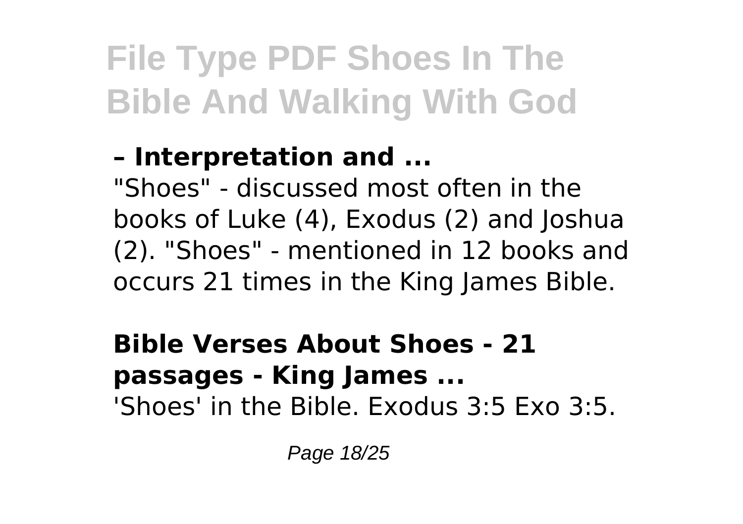**– Interpretation and ...**

"Shoes" - discussed most often in the books of Luke (4), Exodus (2) and Joshua (2). "Shoes" - mentioned in 12 books and occurs 21 times in the King James Bible.

**Bible Verses About Shoes - 21 passages - King James ...**

'Shoes' in the Bible. Exodus 3:5 Exo 3:5.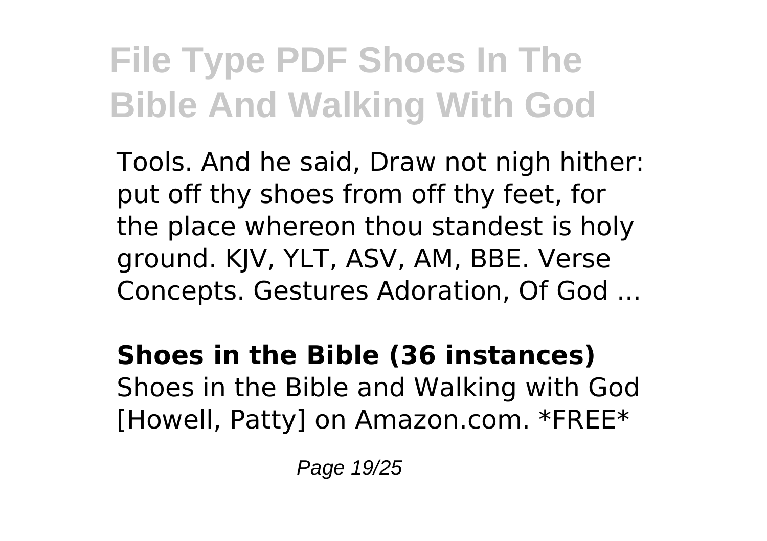Tools. And he said, Draw not nigh hither: put off thy shoes from off thy feet, for the place whereon thou standest is holy ground. KJV, YLT, ASV, AM, BBE. Verse Concepts. Gestures Adoration, Of God ...

**Shoes in the Bible (36 instances)**

Shoes in the Bible and Walking with God [Howell, Patty] on Amazon.com. *FREE*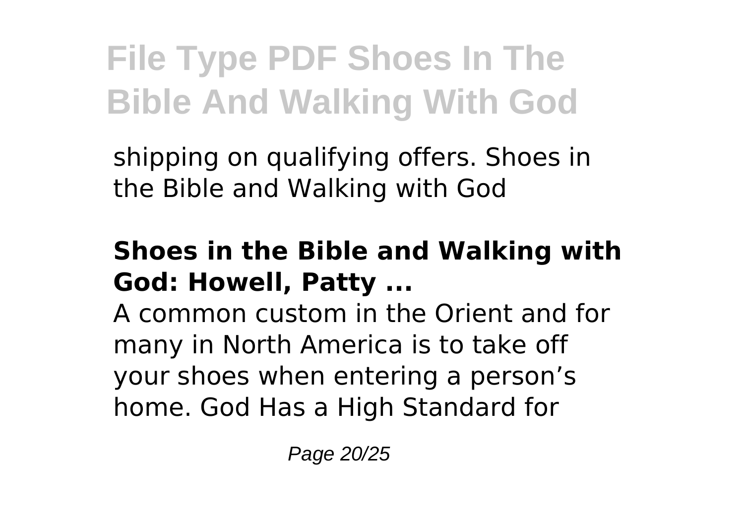shipping on qualifying offers. Shoes in the Bible and Walking with God

### Shoes in the Bible and Walking with God: Howell, Patty ...

A common custom in the Orient and for many in North America is to take off your shoes when entering a person’s home. God Has a High Standard for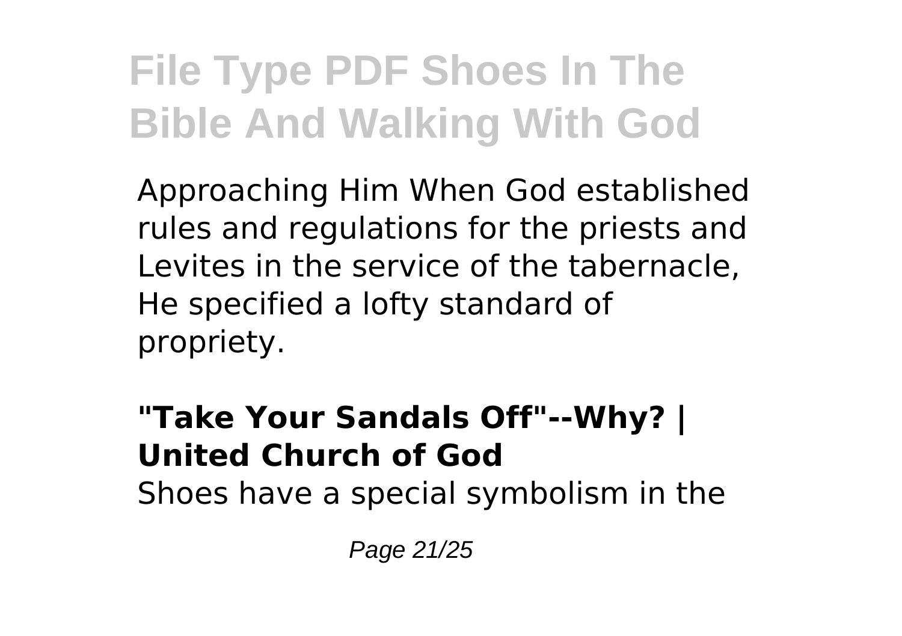Approaching Him When God established rules and regulations for the priests and Levites in the service of the tabernacle, He specified a lofty standard of propriety.

**"Take Your Sandals Off"--Why? | United Church of God**

Shoes have a special symbolism in the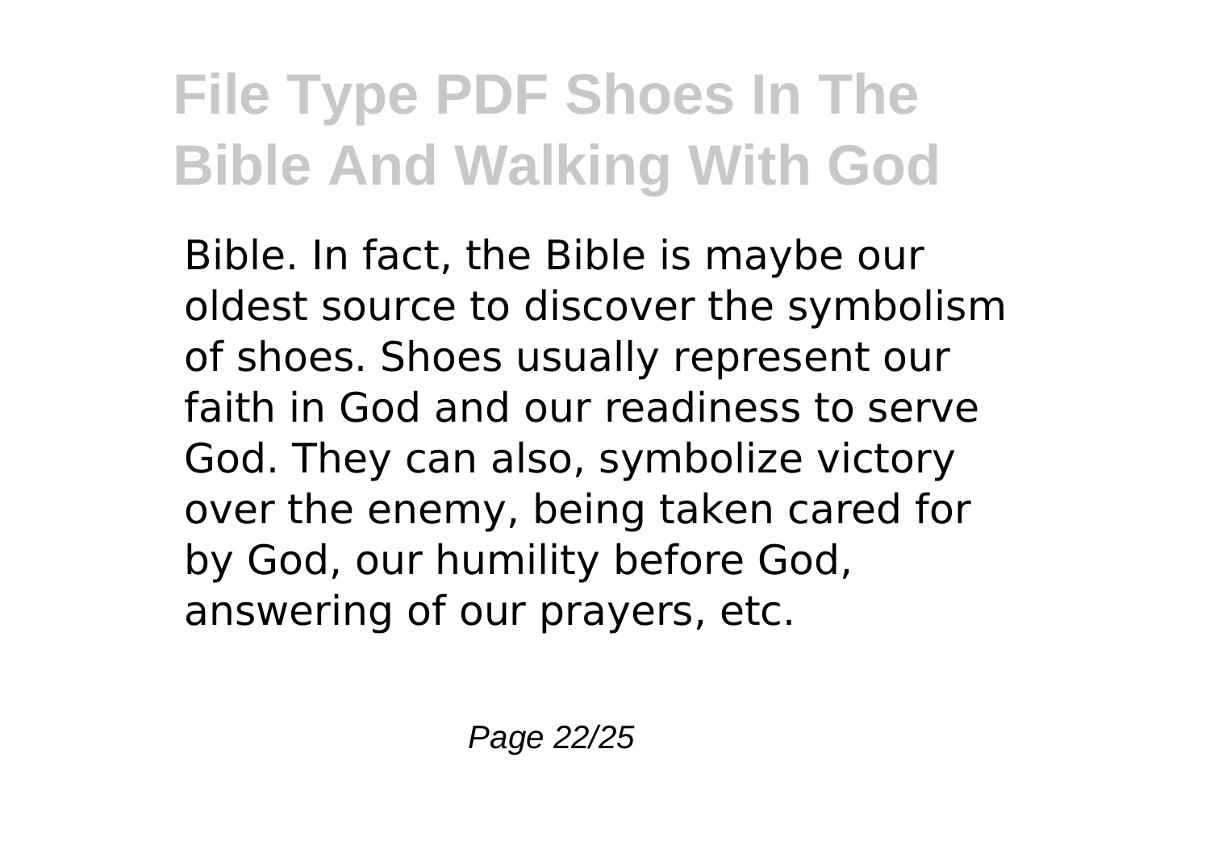Bible. In fact, the Bible is maybe our oldest source to discover the symbolism of shoes. Shoes usually represent our faith in God and our readiness to serve God. They can also, symbolize victory over the enemy, being taken cared for by God, our humility before God, answering of our prayers, etc.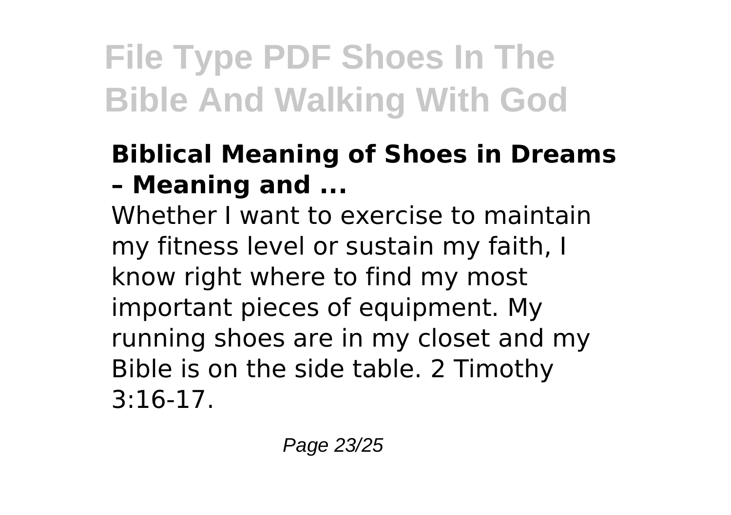### Biblical Meaning of Shoes in Dreams – Meaning and ...

Whether I want to exercise to maintain my fitness level or sustain my faith, I know right where to find my most important pieces of equipment. My running shoes are in my closet and my Bible is on the side table. 2 Timothy 3:16-17.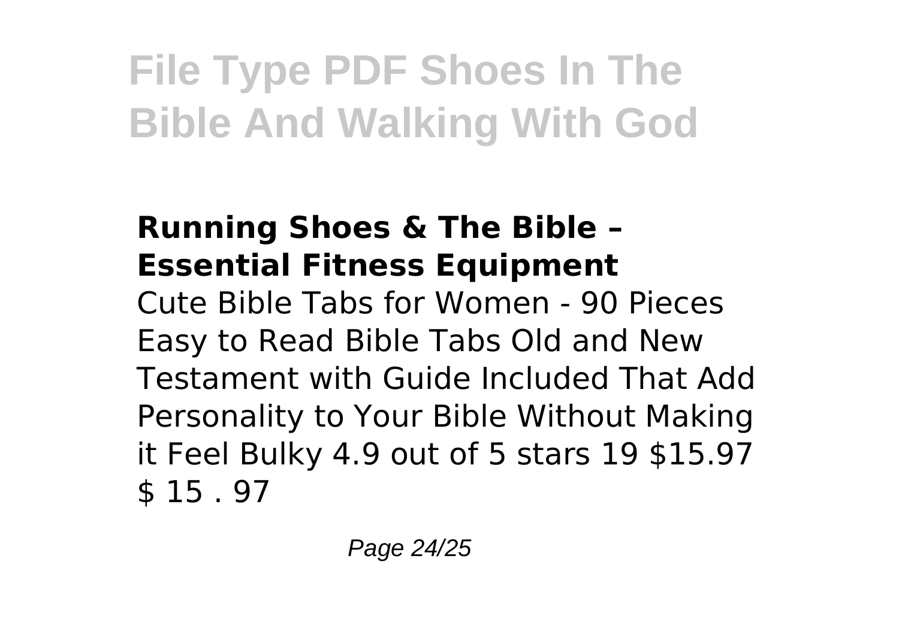## Running Shoes & The Bible – Essential Fitness Equipment

Cute Bible Tabs for Women - 90 Pieces Easy to Read Bible Tabs Old and New Testament with Guide Included That Add Personality to Your Bible Without Making it Feel Bulky 4.9 out of 5 stars 19 $15.97 $ 15 . 97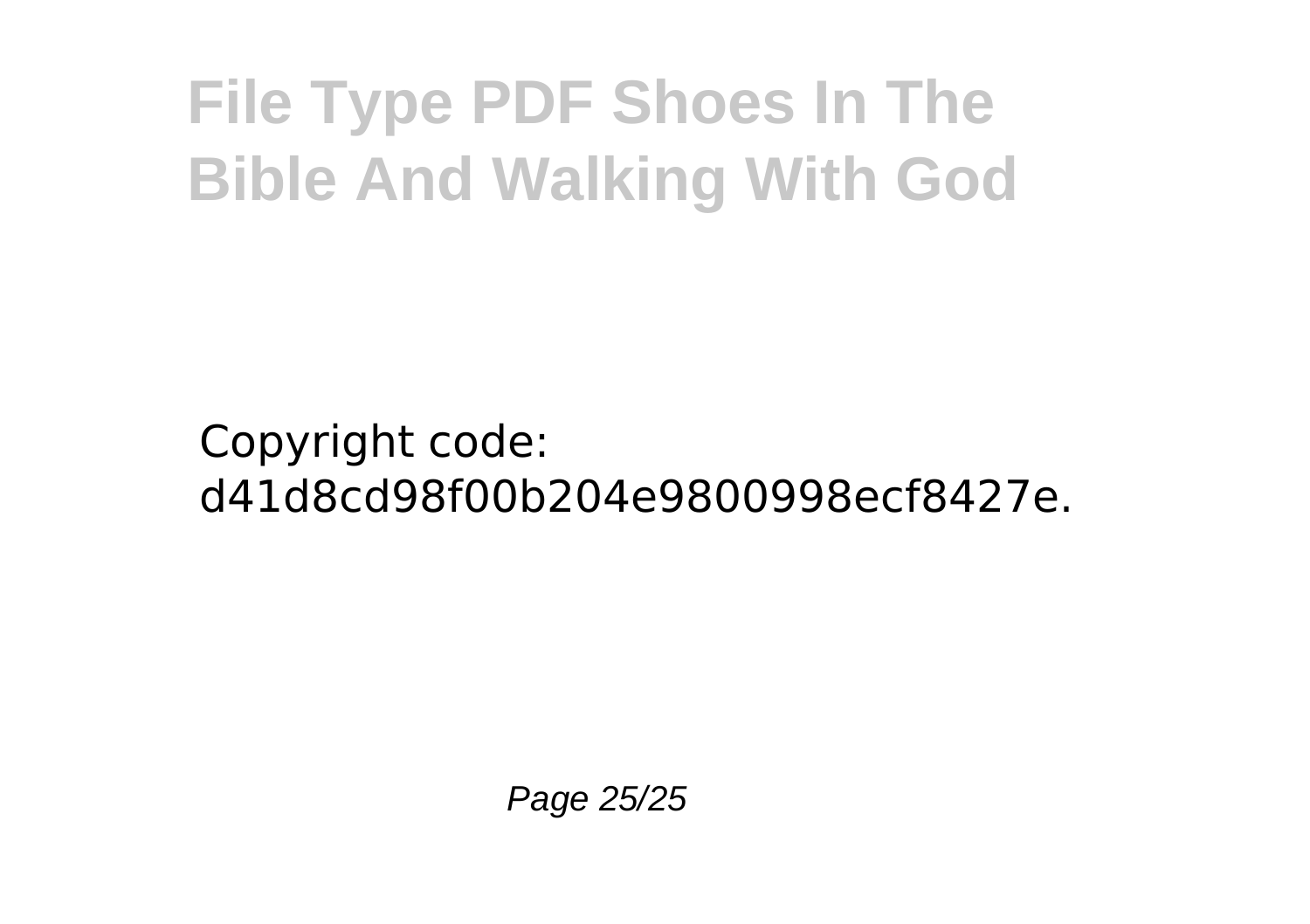Copyright code: d41d8cd98f00b204e9800998ecf8427e.